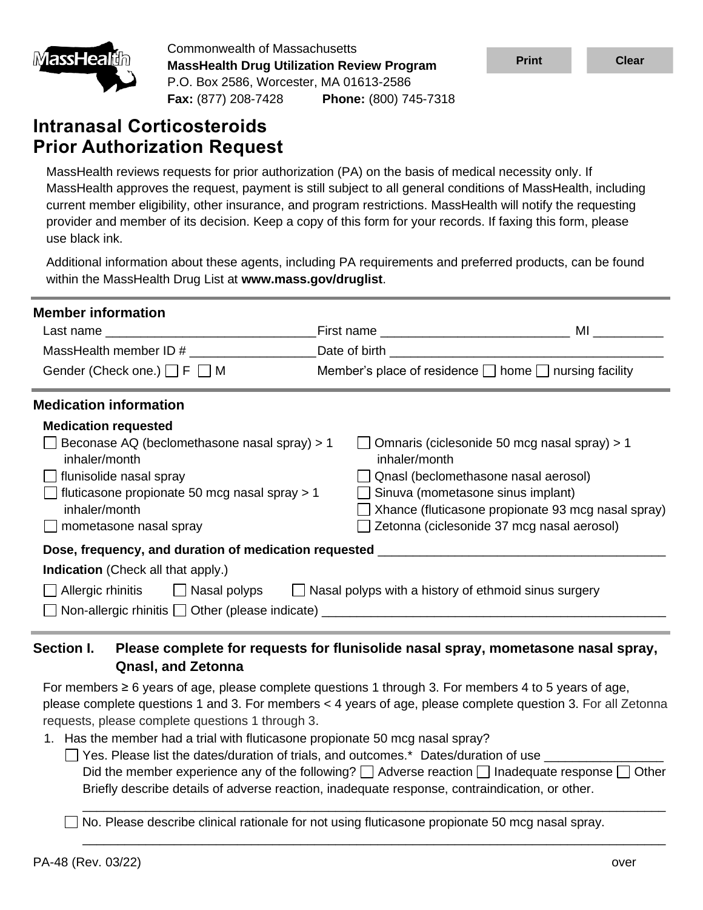Commonwealth of Massachusetts
**MassHealth Drug Utilization Review Program**
P.O. Box 2586, Worcester, MA 01613-2586
**Fax:** (877) 208-7428 **Phone:** (800) 745-7318

# Intranasal Corticosteroids Prior Authorization Request

MassHealth reviews requests for prior authorization (PA) on the basis of medical necessity only. If MassHealth approves the request, payment is still subject to all general conditions of MassHealth, including current member eligibility, other insurance, and program restrictions. MassHealth will notify the requesting provider and member of its decision. Keep a copy of this form for your records. If faxing this form, please use black ink.

Additional information about these agents, including PA requirements and preferred products, can be found within the MassHealth Drug List at **www.mass.gov/druglist**.

## Member information

Last name ______________________________ First name ___________________________ MI __________

MassHealth member ID # __________________ Date of birth ________________________________________

Gender (Check one.) ☐ F ☐ M Member's place of residence ☐ home ☐ nursing facility

## Medication information

**Medication requested**

☐ Beconase AQ (beclomethasone nasal spray) > 1 inhaler/month
☐ flunisolide nasal spray
☐ fluticasone propionate 50 mcg nasal spray > 1 inhaler/month
☐ mometasone nasal spray
☐ Omnaris (ciclesonide 50 mcg nasal spray) > 1 inhaler/month
☐ Qnasl (beclomethasone nasal aerosol)
☐ Sinuva (mometasone sinus implant)
☐ Xhance (fluticasone propionate 93 mcg nasal spray)
☐ Zetonna (ciclesonide 37 mcg nasal aerosol)

**Dose, frequency, and duration of medication requested** ________________________________________

**Indication** (Check all that apply.)

☐ Allergic rhinitis ☐ Nasal polyps ☐ Nasal polyps with a history of ethmoid sinus surgery
☐ Non-allergic rhinitis ☐ Other (please indicate) ________________________________________________

## Section I. Please complete for requests for flunisolide nasal spray, mometasone nasal spray, Qnasl, and Zetonna

For members ≥ 6 years of age, please complete questions 1 through 3. For members 4 to 5 years of age, please complete questions 1 and 3. For members < 4 years of age, please complete question 3. For all Zetonna requests, please complete questions 1 through 3.

1. Has the member had a trial with fluticasone propionate 50 mcg nasal spray?
   ☐ Yes. Please list the dates/duration of trials, and outcomes.* Dates/duration of use ________________
   Did the member experience any of the following? ☐ Adverse reaction ☐ Inadequate response ☐ Other
   Briefly describe details of adverse reaction, inadequate response, contraindication, or other.
   ________________________________________________________________________________
   ☐ No. Please describe clinical rationale for not using fluticasone propionate 50 mcg nasal spray.
   ________________________________________________________________________________

PA-48 (Rev. 03/22) over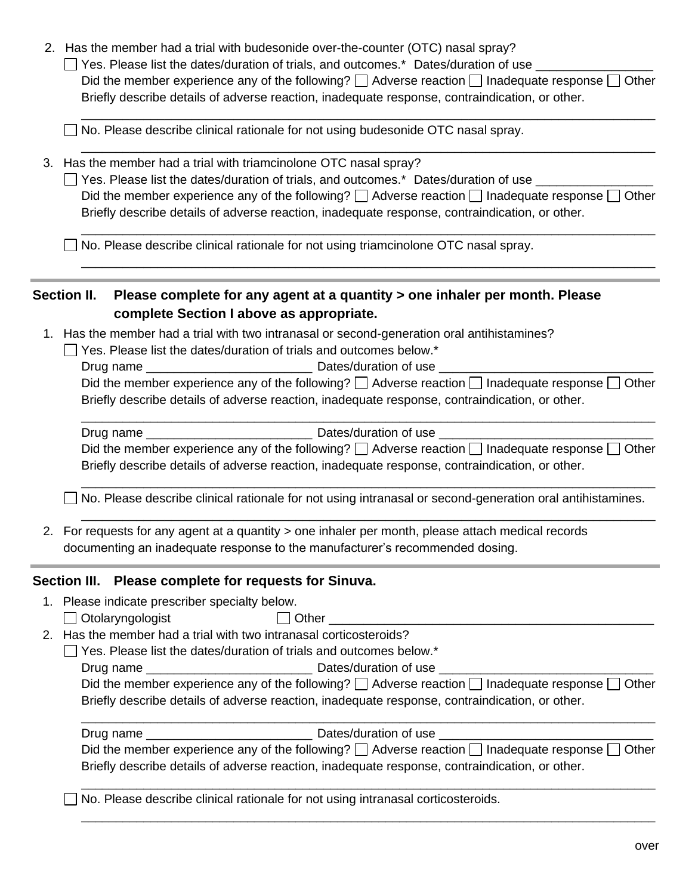2. Has the member had a trial with budesonide over-the-counter (OTC) nasal spray?
   - ☐ Yes. Please list the dates/duration of trials, and outcomes.* Dates/duration of use ________________
     Did the member experience any of the following? ☐ Adverse reaction ☐ Inadequate response ☐ Other
     Briefly describe details of adverse reaction, inadequate response, contraindication, or other.
     ______________________________________________________________________________
   - ☐ No. Please describe clinical rationale for not using budesonide OTC nasal spray.
     ______________________________________________________________________________

3. Has the member had a trial with triamcinolone OTC nasal spray?
   - ☐ Yes. Please list the dates/duration of trials, and outcomes.* Dates/duration of use ________________
     Did the member experience any of the following? ☐ Adverse reaction ☐ Inadequate response ☐ Other
     Briefly describe details of adverse reaction, inadequate response, contraindication, or other.
     ______________________________________________________________________________
   - ☐ No. Please describe clinical rationale for not using triamcinolone OTC nasal spray.
     ______________________________________________________________________________

## Section II. Please complete for any agent at a quantity > one inhaler per month. Please complete Section I above as appropriate.

1. Has the member had a trial with two intranasal or second-generation oral antihistamines?
   - ☐ Yes. Please list the dates/duration of trials and outcomes below.*
     Drug name ________________________ Dates/duration of use ______________________________
     Did the member experience any of the following? ☐ Adverse reaction ☐ Inadequate response ☐ Other
     Briefly describe details of adverse reaction, inadequate response, contraindication, or other.
     ______________________________________________________________________________
     Drug name ________________________ Dates/duration of use ______________________________
     Did the member experience any of the following? ☐ Adverse reaction ☐ Inadequate response ☐ Other
     Briefly describe details of adverse reaction, inadequate response, contraindication, or other.
     ______________________________________________________________________________
   - ☐ No. Please describe clinical rationale for not using intranasal or second-generation oral antihistamines.
     ______________________________________________________________________________

2. For requests for any agent at a quantity > one inhaler per month, please attach medical records documenting an inadequate response to the manufacturer's recommended dosing.

## Section III. Please complete for requests for Sinuva.

1. Please indicate prescriber specialty below.
   ☐ Otolaryngologist ☐ Other ______________________________________________
2. Has the member had a trial with two intranasal corticosteroids?
   - ☐ Yes. Please list the dates/duration of trials and outcomes below.*
     Drug name ________________________ Dates/duration of use ______________________________
     Did the member experience any of the following? ☐ Adverse reaction ☐ Inadequate response ☐ Other
     Briefly describe details of adverse reaction, inadequate response, contraindication, or other.
     ______________________________________________________________________________
     Drug name ________________________ Dates/duration of use ______________________________
     Did the member experience any of the following? ☐ Adverse reaction ☐ Inadequate response ☐ Other
     Briefly describe details of adverse reaction, inadequate response, contraindication, or other.
     ______________________________________________________________________________
   - ☐ No. Please describe clinical rationale for not using intranasal corticosteroids.
     ______________________________________________________________________________

over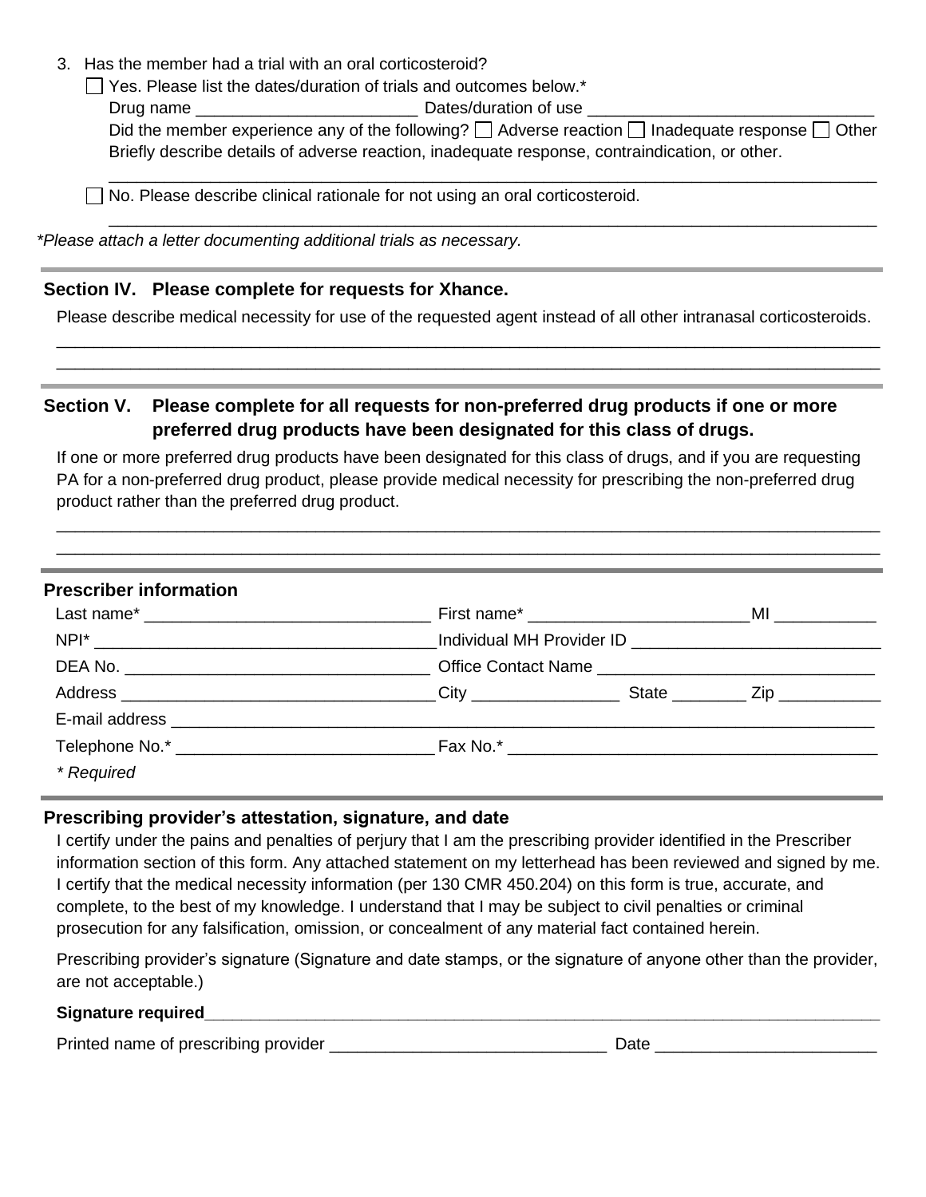3. Has the member had a trial with an oral corticosteroid?

   ☐ Yes. Please list the dates/duration of trials and outcomes below.*

   Drug name ________________________ Dates/duration of use ______________________________

   Did the member experience any of the following? ☐ Adverse reaction ☐ Inadequate response ☐ Other

   Briefly describe details of adverse reaction, inadequate response, contraindication, or other.

   ____________________________________________________________________________________

   ☐ No. Please describe clinical rationale for not using an oral corticosteroid.

   ____________________________________________________________________________________

*\*Please attach a letter documenting additional trials as necessary.*

## Section IV. Please complete for requests for Xhance.

Please describe medical necessity for use of the requested agent instead of all other intranasal corticosteroids.

____________________________________________________________________________________

____________________________________________________________________________________

## Section V. Please complete for all requests for non-preferred drug products if one or more preferred drug products have been designated for this class of drugs.

If one or more preferred drug products have been designated for this class of drugs, and if you are requesting PA for a non-preferred drug product, please provide medical necessity for prescribing the non-preferred drug product rather than the preferred drug product.

____________________________________________________________________________________

____________________________________________________________________________________

## Prescriber information

Last name* ______________________________ First name* ________________________ MI ___________

NPI* ____________________________________ Individual MH Provider ID ___________________________

DEA No. ________________________________ Office Contact Name _____________________________

Address _________________________________ City _______________ State ________ Zip ___________

E-mail address ______________________________________________________________________________

Telephone No.* ____________________________ Fax No.* ________________________________________

*\* Required*

## Prescribing provider’s attestation, signature, and date

I certify under the pains and penalties of perjury that I am the prescribing provider identified in the Prescriber information section of this form. Any attached statement on my letterhead has been reviewed and signed by me. I certify that the medical necessity information (per 130 CMR 450.204) on this form is true, accurate, and complete, to the best of my knowledge. I understand that I may be subject to civil penalties or criminal prosecution for any falsification, omission, or concealment of any material fact contained herein.

Prescribing provider’s signature (Signature and date stamps, or the signature of anyone other than the provider, are not acceptable.)

**Signature required**______________________________________________________________________________

Printed name of prescribing provider _____________________________ Date _______________________